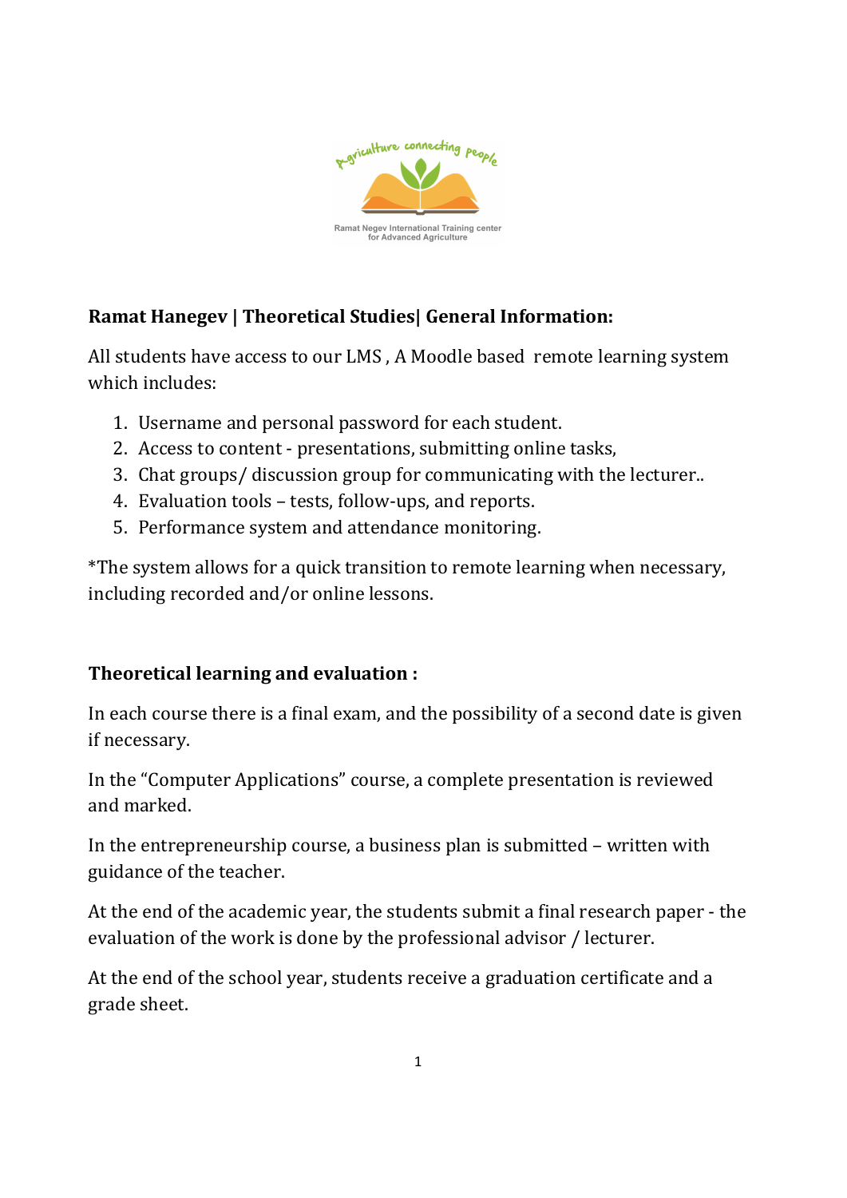## Ramat Hanegev | Theoretical Studies| General Information:

All students have access to our LMS , A Moodle based remote learning system which includes:

1. Username and personal password for each student.
2. Access to content - presentations, submitting online tasks,
3. Chat groups/ discussion group for communicating with the lecturer..
4. Evaluation tools – tests, follow-ups, and reports.
5. Performance system and attendance monitoring.

*The system allows for a quick transition to remote learning when necessary, including recorded and/or online lessons.

## Theoretical learning and evaluation :

In each course there is a final exam, and the possibility of a second date is given if necessary.

In the "Computer Applications" course, a complete presentation is reviewed and marked.

In the entrepreneurship course, a business plan is submitted – written with guidance of the teacher.

At the end of the academic year, the students submit a final research paper - the evaluation of the work is done by the professional advisor / lecturer.

At the end of the school year, students receive a graduation certificate and a grade sheet.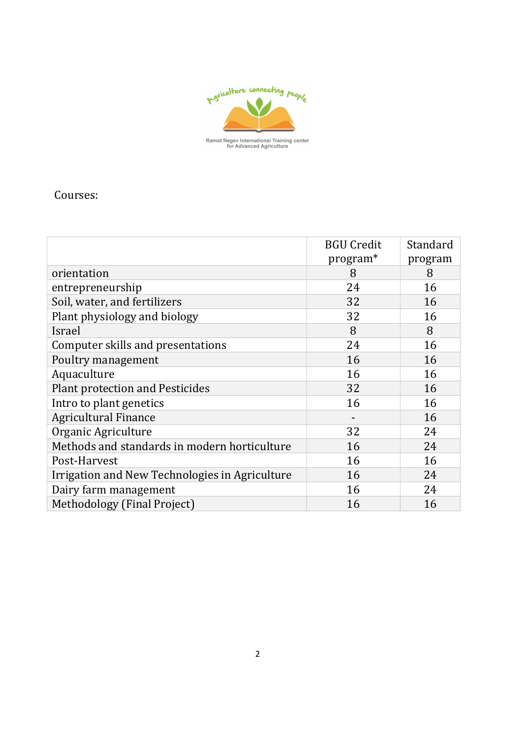Courses:

| | BGU Credit program* | Standard program |
|---|---|---|
| orientation | 8 | 8 |
| entrepreneurship | 24 | 16 |
| Soil, water, and fertilizers | 32 | 16 |
| Plant physiology and biology | 32 | 16 |
| Israel | 8 | 8 |
| Computer skills and presentations | 24 | 16 |
| Poultry management | 16 | 16 |
| Aquaculture | 16 | 16 |
| Plant protection and Pesticides | 32 | 16 |
| Intro to plant genetics | 16 | 16 |
| Agricultural Finance | - | 16 |
| Organic Agriculture | 32 | 24 |
| Methods and standards in modern horticulture | 16 | 24 |
| Post-Harvest | 16 | 16 |
| Irrigation and New Technologies in Agriculture | 16 | 24 |
| Dairy farm management | 16 | 24 |
| Methodology (Final Project) | 16 | 16 |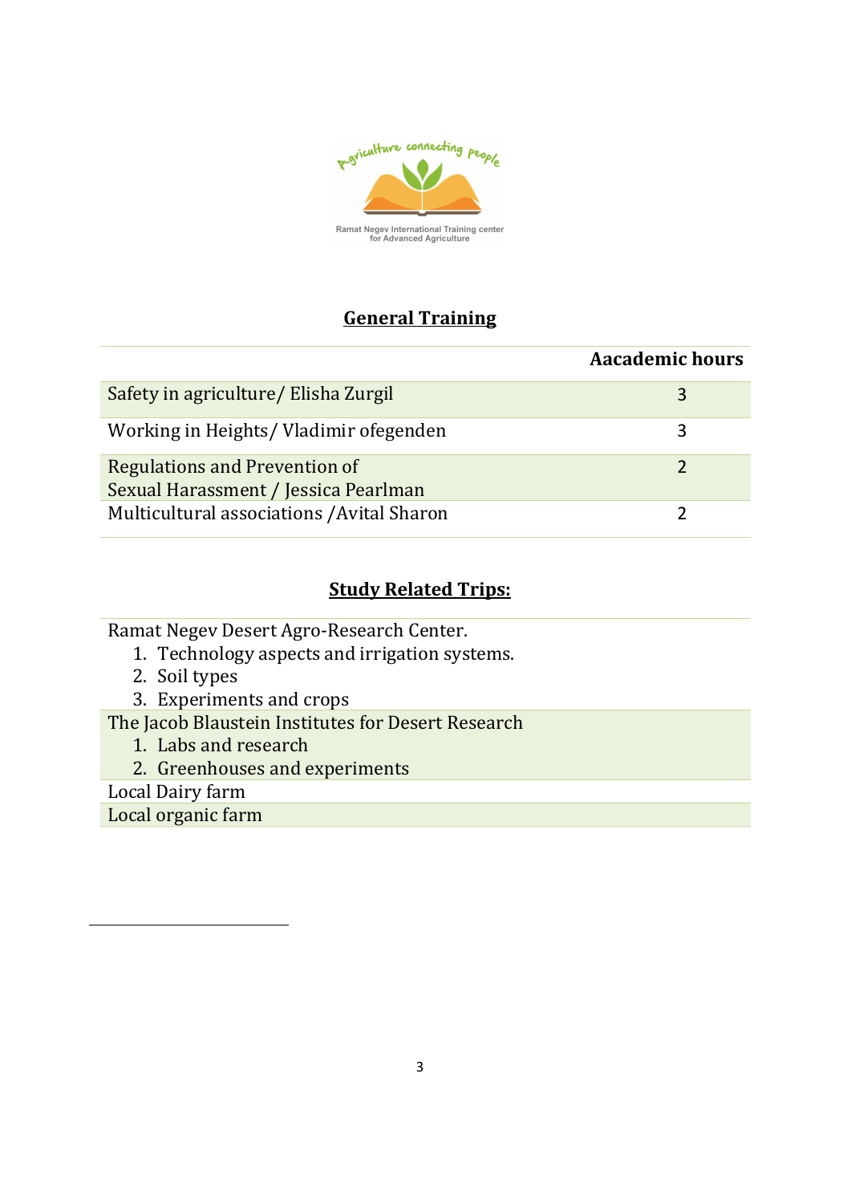## General Training

| | Aacademic hours |
|---|---|
| Safety in agriculture/ Elisha Zurgil | 3 |
| Working in Heights/ Vladimir ofegenden | 3 |
| Regulations and Prevention of Sexual Harassment / Jessica Pearlman | 2 |
| Multicultural associations /Avital Sharon | 2 |

## Study Related Trips:

Ramat Negev Desert Agro-Research Center.

1. Technology aspects and irrigation systems.
2. Soil types
3. Experiments and crops

The Jacob Blaustein Institutes for Desert Research

1. Labs and research
2. Greenhouses and experiments

Local Dairy farm

Local organic farm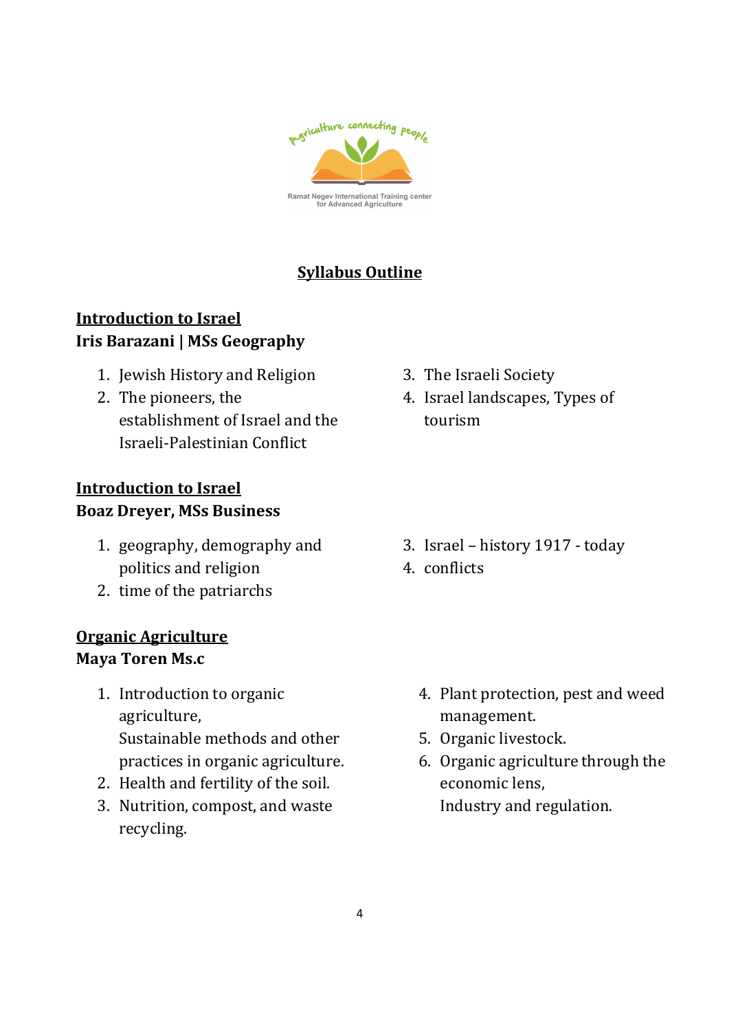## Syllabus Outline

**Introduction to Israel**

**Iris Barazani | MSs Geography**

1. Jewish History and Religion
2. The pioneers, the establishment of Israel and the Israeli-Palestinian Conflict
3. The Israeli Society
4. Israel landscapes, Types of tourism

**Introduction to Israel**

**Boaz Dreyer, MSs Business**

1. geography, demography and politics and religion
2. time of the patriarchs
3. Israel – history 1917 - today
4. conflicts

**Organic Agriculture**

**Maya Toren Ms.c**

1. Introduction to organic agriculture,
   Sustainable methods and other practices in organic agriculture.
2. Health and fertility of the soil.
3. Nutrition, compost, and waste recycling.
4. Plant protection, pest and weed management.
5. Organic livestock.
6. Organic agriculture through the economic lens,
   Industry and regulation.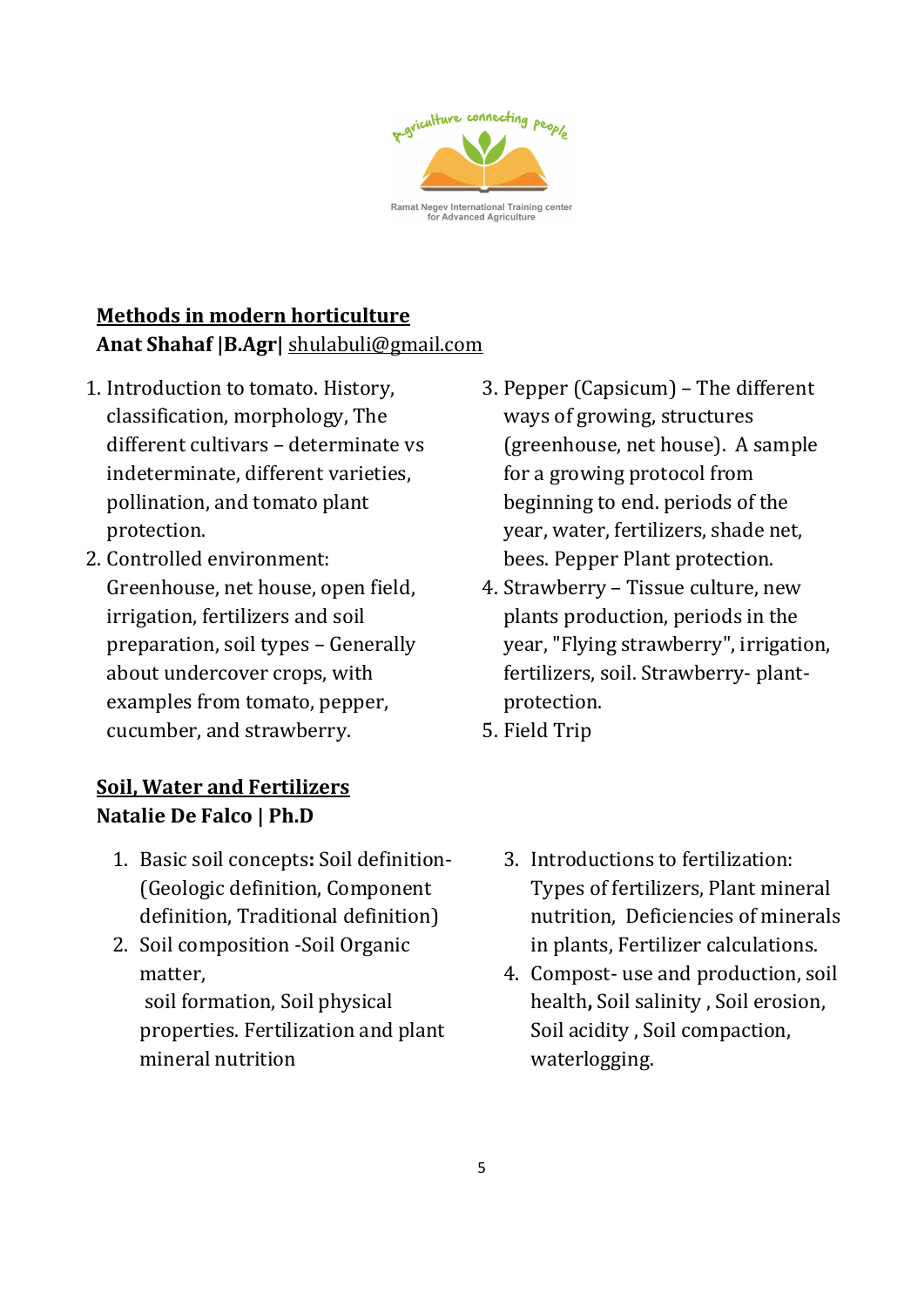**Methods in modern horticulture**
**Anat Shahaf |B.Agr|** shulabuli@gmail.com

1. Introduction to tomato. History, classification, morphology, The different cultivars – determinate vs indeterminate, different varieties, pollination, and tomato plant protection.
2. Controlled environment: Greenhouse, net house, open field, irrigation, fertilizers and soil preparation, soil types – Generally about undercover crops, with examples from tomato, pepper, cucumber, and strawberry.
3. Pepper (Capsicum) – The different ways of growing, structures (greenhouse, net house). A sample for a growing protocol from beginning to end. periods of the year, water, fertilizers, shade net, bees. Pepper Plant protection.
4. Strawberry – Tissue culture, new plants production, periods in the year, "Flying strawberry", irrigation, fertilizers, soil. Strawberry- plant-protection.
5. Field Trip

**Soil, Water and Fertilizers**
**Natalie De Falco | Ph.D**

1. Basic soil concepts**:** Soil definition- (Geologic definition, Component definition, Traditional definition)
2. Soil composition -Soil Organic matter, soil formation, Soil physical properties. Fertilization and plant mineral nutrition
3. Introductions to fertilization: Types of fertilizers, Plant mineral nutrition, Deficiencies of minerals in plants, Fertilizer calculations.
4. Compost- use and production, soil health**,** Soil salinity , Soil erosion, Soil acidity , Soil compaction, waterlogging.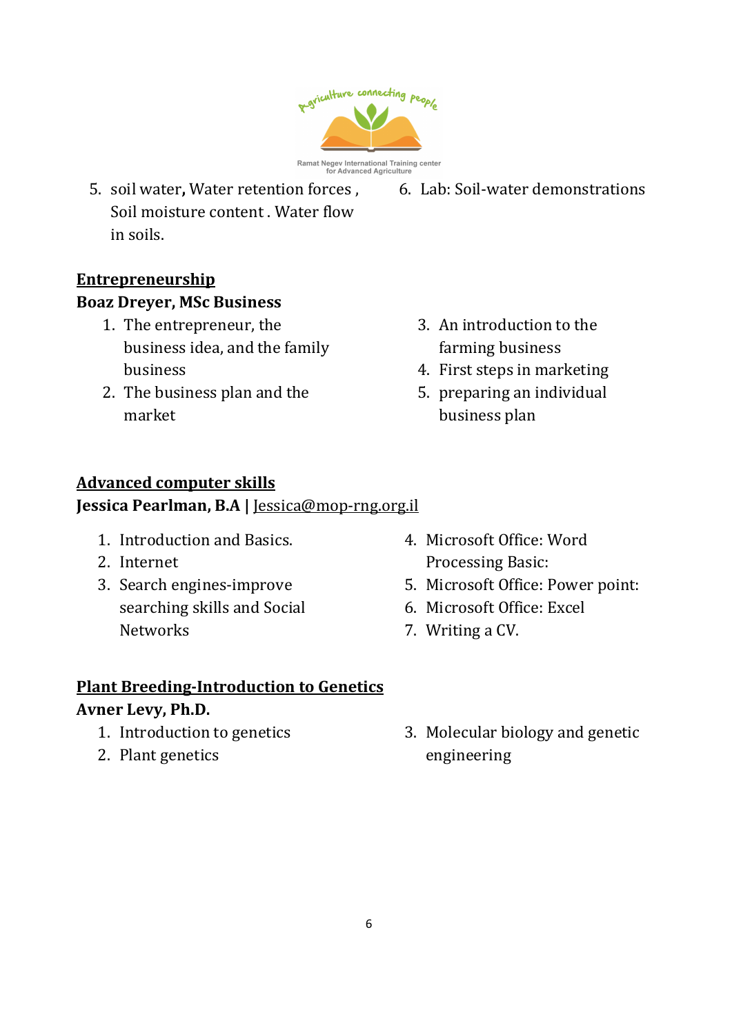5. soil water, Water retention forces , Soil moisture content . Water flow in soils.
6. Lab: Soil-water demonstrations

**Entrepreneurship**

**Boaz Dreyer, MSc Business**

1. The entrepreneur, the business idea, and the family business
2. The business plan and the market
3. An introduction to the farming business
4. First steps in marketing
5. preparing an individual business plan

**Advanced computer skills**

**Jessica Pearlman, B.A |** Jessica@mop-rng.org.il

1. Introduction and Basics.
2. Internet
3. Search engines-improve searching skills and Social Networks
4. Microsoft Office: Word Processing Basic:
5. Microsoft Office: Power point:
6. Microsoft Office: Excel
7. Writing a CV.

**Plant Breeding-Introduction to Genetics**

**Avner Levy, Ph.D.**

1. Introduction to genetics
2. Plant genetics
3. Molecular biology and genetic engineering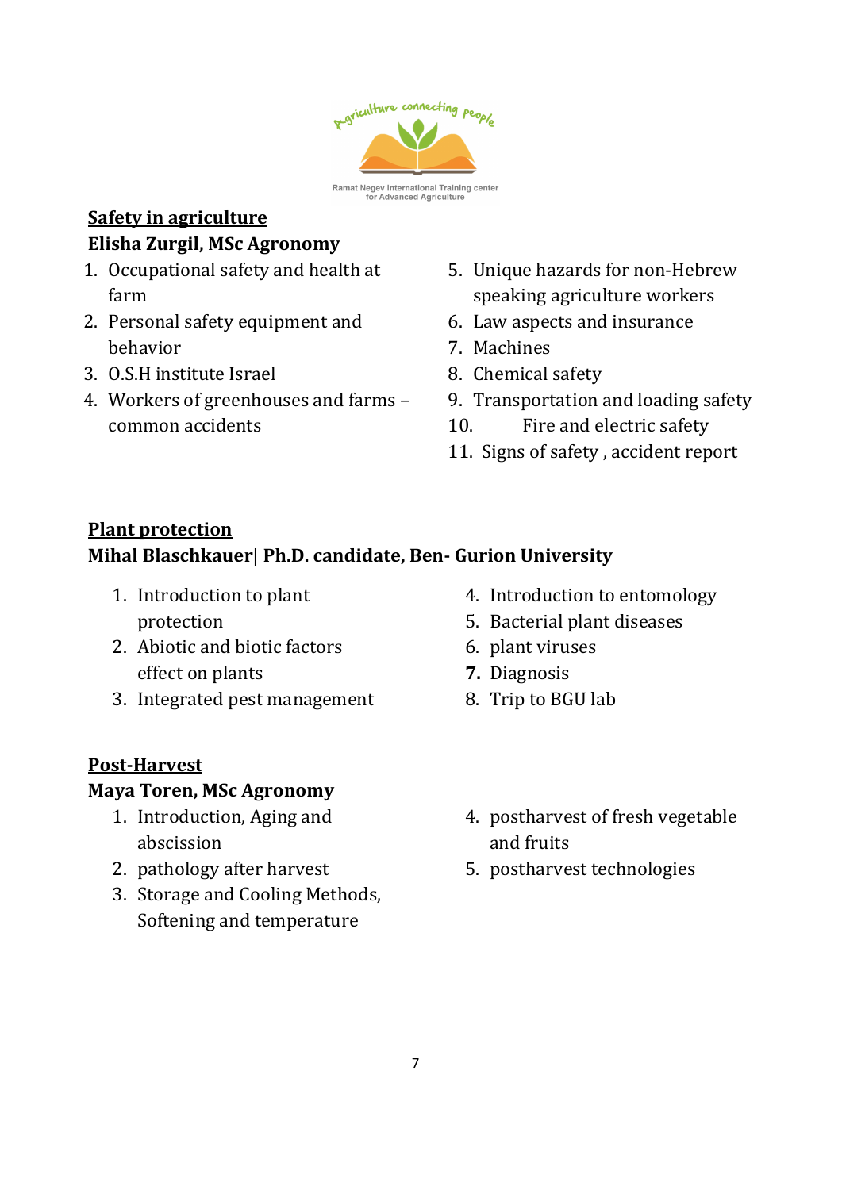## Safety in agriculture

**Elisha Zurgil, MSc Agronomy**

1. Occupational safety and health at farm
2. Personal safety equipment and behavior
3. O.S.H institute Israel
4. Workers of greenhouses and farms – common accidents
5. Unique hazards for non-Hebrew speaking agriculture workers
6. Law aspects and insurance
7. Machines
8. Chemical safety
9. Transportation and loading safety
10. Fire and electric safety
11. Signs of safety , accident report

## Plant protection

**Mihal Blaschkauer| Ph.D. candidate, Ben- Gurion University**

1. Introduction to plant protection
2. Abiotic and biotic factors effect on plants
3. Integrated pest management
4. Introduction to entomology
5. Bacterial plant diseases
6. plant viruses
7. Diagnosis
8. Trip to BGU lab

## Post-Harvest

**Maya Toren, MSc Agronomy**

1. Introduction, Aging and abscission
2. pathology after harvest
3. Storage and Cooling Methods, Softening and temperature
4. postharvest of fresh vegetable and fruits
5. postharvest technologies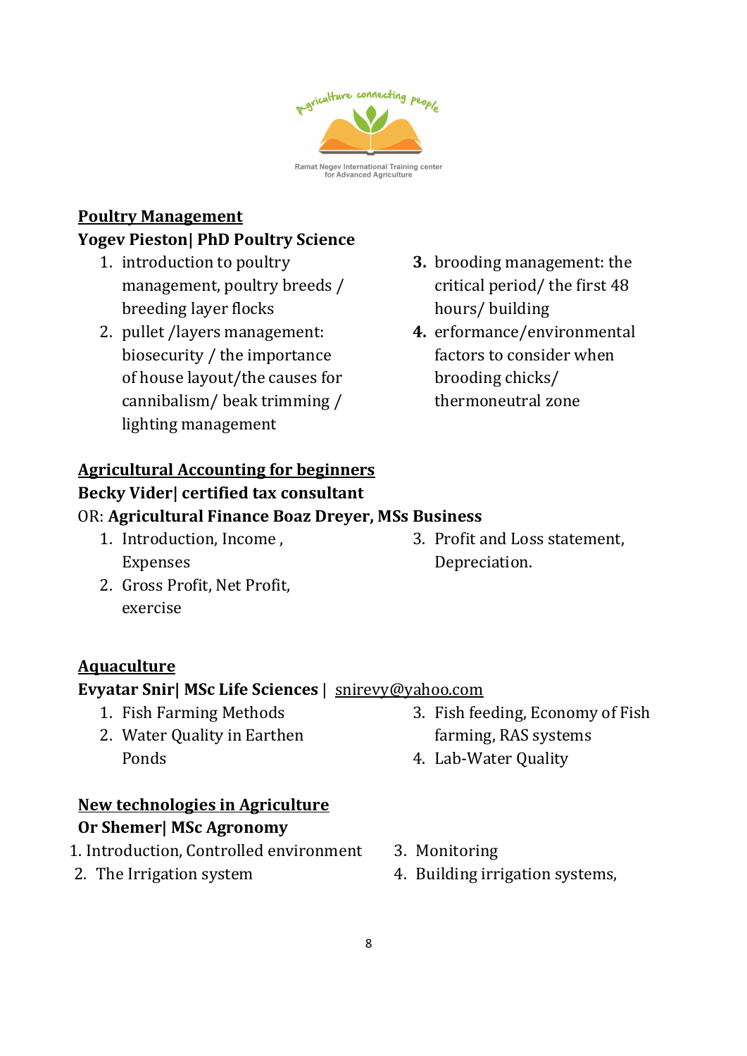## Poultry Management

**Yogev Pieston| PhD Poultry Science**

1. introduction to poultry management, poultry breeds / breeding layer flocks
2. pullet /layers management: biosecurity / the importance of house layout/the causes for cannibalism/ beak trimming / lighting management
3. brooding management: the critical period/ the first 48 hours/ building
4. erformance/environmental factors to consider when brooding chicks/ thermoneutral zone

## Agricultural Accounting for beginners

**Becky Vider| certified tax consultant**

OR: **Agricultural Finance Boaz Dreyer, MSs Business**

1. Introduction, Income , Expenses
2. Gross Profit, Net Profit, exercise
3. Profit and Loss statement, Depreciation.

## Aquaculture

**Evyatar Snir| MSc Life Sciences |** snirevy@yahoo.com

1. Fish Farming Methods
2. Water Quality in Earthen Ponds
3. Fish feeding, Economy of Fish farming, RAS systems
4. Lab-Water Quality

## New technologies in Agriculture

**Or Shemer| MSc Agronomy**

1. Introduction, Controlled environment
2. The Irrigation system
3. Monitoring
4. Building irrigation systems,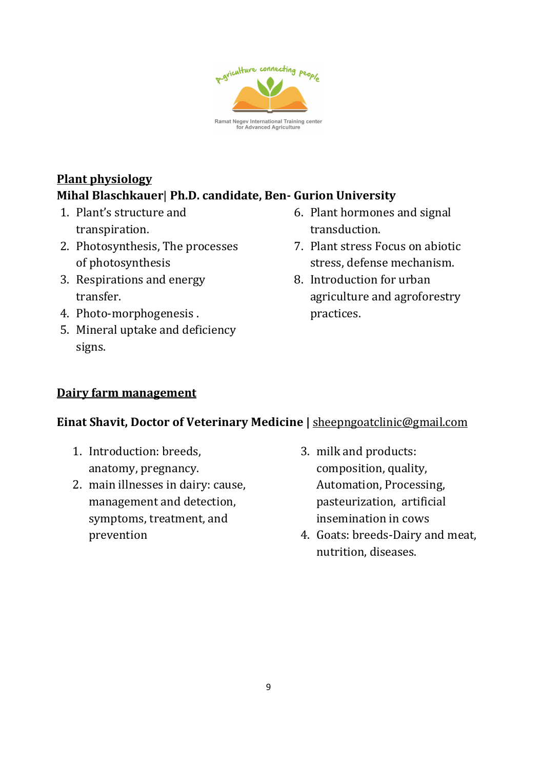## Plant physiology

**Mihal Blaschkauer| Ph.D. candidate, Ben- Gurion University**

1. Plant's structure and transpiration.
2. Photosynthesis, The processes of photosynthesis
3. Respirations and energy transfer.
4. Photo-morphogenesis .
5. Mineral uptake and deficiency signs.
6. Plant hormones and signal transduction.
7. Plant stress Focus on abiotic stress, defense mechanism.
8. Introduction for urban agriculture and agroforestry practices.

## Dairy farm management

**Einat Shavit, Doctor of Veterinary Medicine |** sheepngoatclinic@gmail.com

1. Introduction: breeds, anatomy, pregnancy.
2. main illnesses in dairy: cause, management and detection, symptoms, treatment, and prevention
3. milk and products: composition, quality, Automation, Processing, pasteurization, artificial insemination in cows
4. Goats: breeds-Dairy and meat, nutrition, diseases.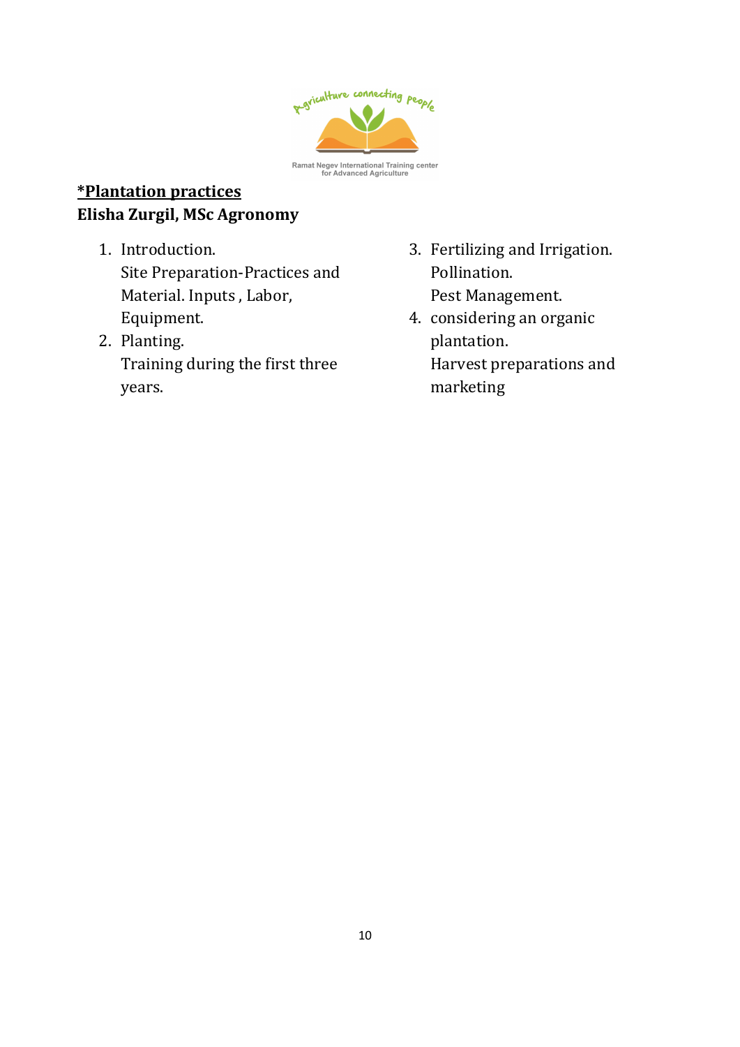***Plantation practices**

**Elisha Zurgil, MSc Agronomy**

1. Introduction.
   Site Preparation-Practices and Material. Inputs , Labor, Equipment.
2. Planting.
   Training during the first three years.
3. Fertilizing and Irrigation.
   Pollination.
   Pest Management.
4. considering an organic plantation.
   Harvest preparations and marketing